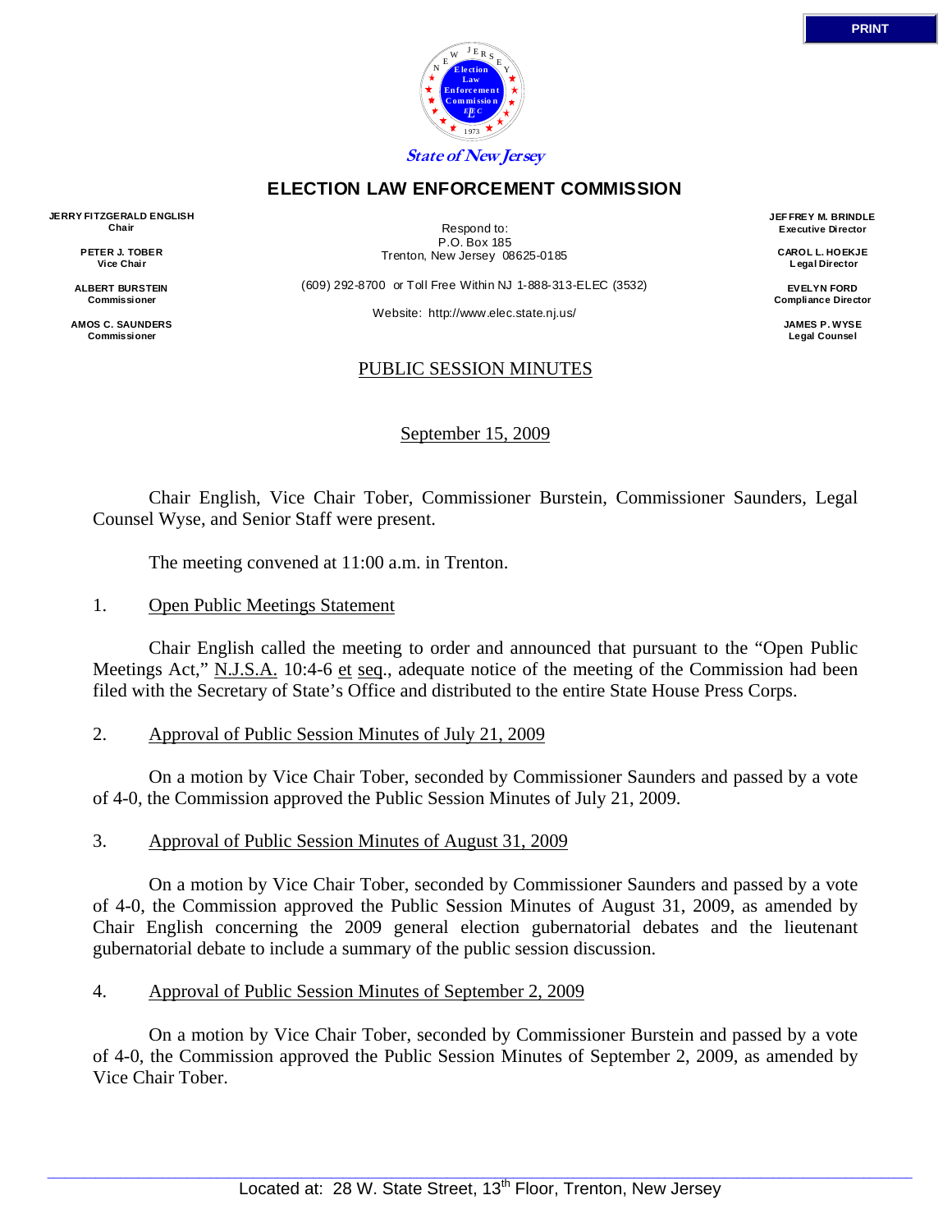State of New Jersey

# ELECTION LAW ENFORCEMENT COMMISSION

**JERRY FITZGERALD ENGLISH**
**Chair**

**PETER J. TOBER**
**Vice Chair**

**ALBERT BURSTEIN**
**Commissioner**

**AMOS C. SAUNDERS**
**Commissioner**

Respond to:
P.O. Box 185
Trenton, New Jersey 08625-0185

(609) 292-8700 or Toll Free Within NJ 1-888-313-ELEC (3532)

Website: http://www.elec.state.nj.us/

**JEFFREY M. BRINDLE**
**Executive Director**

**CAROL L. HOEKJE**
**Legal Director**

**EVELYN FORD**
**Compliance Director**

**JAMES P. WYSE**
**Legal Counsel**

## PUBLIC SESSION MINUTES

September 15, 2009

Chair English, Vice Chair Tober, Commissioner Burstein, Commissioner Saunders, Legal Counsel Wyse, and Senior Staff were present.

The meeting convened at 11:00 a.m. in Trenton.

1. Open Public Meetings Statement

Chair English called the meeting to order and announced that pursuant to the "Open Public Meetings Act," N.J.S.A. 10:4-6 et seq., adequate notice of the meeting of the Commission had been filed with the Secretary of State's Office and distributed to the entire State House Press Corps.

2. Approval of Public Session Minutes of July 21, 2009

On a motion by Vice Chair Tober, seconded by Commissioner Saunders and passed by a vote of 4-0, the Commission approved the Public Session Minutes of July 21, 2009.

3. Approval of Public Session Minutes of August 31, 2009

On a motion by Vice Chair Tober, seconded by Commissioner Saunders and passed by a vote of 4-0, the Commission approved the Public Session Minutes of August 31, 2009, as amended by Chair English concerning the 2009 general election gubernatorial debates and the lieutenant gubernatorial debate to include a summary of the public session discussion.

4. Approval of Public Session Minutes of September 2, 2009

On a motion by Vice Chair Tober, seconded by Commissioner Burstein and passed by a vote of 4-0, the Commission approved the Public Session Minutes of September 2, 2009, as amended by Vice Chair Tober.

Located at: 28 W. State Street, 13th Floor, Trenton, New Jersey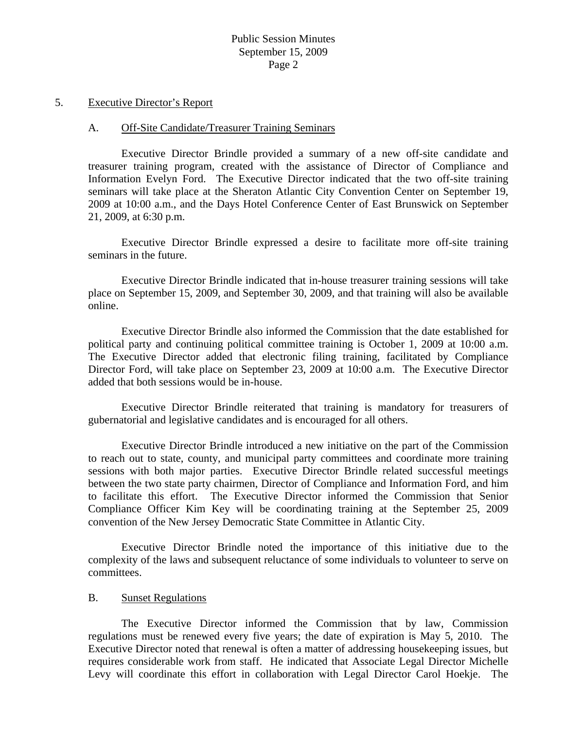5. Executive Director's Report

A. Off-Site Candidate/Treasurer Training Seminars

Executive Director Brindle provided a summary of a new off-site candidate and treasurer training program, created with the assistance of Director of Compliance and Information Evelyn Ford. The Executive Director indicated that the two off-site training seminars will take place at the Sheraton Atlantic City Convention Center on September 19, 2009 at 10:00 a.m., and the Days Hotel Conference Center of East Brunswick on September 21, 2009, at 6:30 p.m.

Executive Director Brindle expressed a desire to facilitate more off-site training seminars in the future.

Executive Director Brindle indicated that in-house treasurer training sessions will take place on September 15, 2009, and September 30, 2009, and that training will also be available online.

Executive Director Brindle also informed the Commission that the date established for political party and continuing political committee training is October 1, 2009 at 10:00 a.m. The Executive Director added that electronic filing training, facilitated by Compliance Director Ford, will take place on September 23, 2009 at 10:00 a.m. The Executive Director added that both sessions would be in-house.

Executive Director Brindle reiterated that training is mandatory for treasurers of gubernatorial and legislative candidates and is encouraged for all others.

Executive Director Brindle introduced a new initiative on the part of the Commission to reach out to state, county, and municipal party committees and coordinate more training sessions with both major parties. Executive Director Brindle related successful meetings between the two state party chairmen, Director of Compliance and Information Ford, and him to facilitate this effort. The Executive Director informed the Commission that Senior Compliance Officer Kim Key will be coordinating training at the September 25, 2009 convention of the New Jersey Democratic State Committee in Atlantic City.

Executive Director Brindle noted the importance of this initiative due to the complexity of the laws and subsequent reluctance of some individuals to volunteer to serve on committees.

B. Sunset Regulations

The Executive Director informed the Commission that by law, Commission regulations must be renewed every five years; the date of expiration is May 5, 2010. The Executive Director noted that renewal is often a matter of addressing housekeeping issues, but requires considerable work from staff. He indicated that Associate Legal Director Michelle Levy will coordinate this effort in collaboration with Legal Director Carol Hoekje. The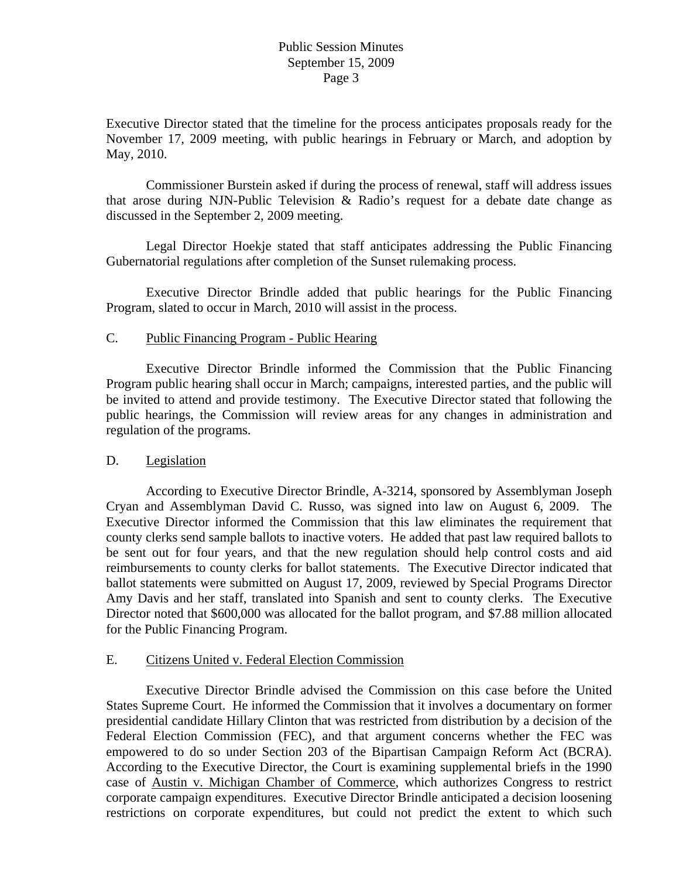Executive Director stated that the timeline for the process anticipates proposals ready for the November 17, 2009 meeting, with public hearings in February or March, and adoption by May, 2010.

Commissioner Burstein asked if during the process of renewal, staff will address issues that arose during NJN-Public Television & Radio's request for a debate date change as discussed in the September 2, 2009 meeting.

Legal Director Hoekje stated that staff anticipates addressing the Public Financing Gubernatorial regulations after completion of the Sunset rulemaking process.

Executive Director Brindle added that public hearings for the Public Financing Program, slated to occur in March, 2010 will assist in the process.

C. Public Financing Program - Public Hearing

Executive Director Brindle informed the Commission that the Public Financing Program public hearing shall occur in March; campaigns, interested parties, and the public will be invited to attend and provide testimony. The Executive Director stated that following the public hearings, the Commission will review areas for any changes in administration and regulation of the programs.

D. Legislation

According to Executive Director Brindle, A-3214, sponsored by Assemblyman Joseph Cryan and Assemblyman David C. Russo, was signed into law on August 6, 2009. The Executive Director informed the Commission that this law eliminates the requirement that county clerks send sample ballots to inactive voters. He added that past law required ballots to be sent out for four years, and that the new regulation should help control costs and aid reimbursements to county clerks for ballot statements. The Executive Director indicated that ballot statements were submitted on August 17, 2009, reviewed by Special Programs Director Amy Davis and her staff, translated into Spanish and sent to county clerks. The Executive Director noted that $600,000 was allocated for the ballot program, and $7.88 million allocated for the Public Financing Program.

E. Citizens United v. Federal Election Commission

Executive Director Brindle advised the Commission on this case before the United States Supreme Court. He informed the Commission that it involves a documentary on former presidential candidate Hillary Clinton that was restricted from distribution by a decision of the Federal Election Commission (FEC), and that argument concerns whether the FEC was empowered to do so under Section 203 of the Bipartisan Campaign Reform Act (BCRA). According to the Executive Director, the Court is examining supplemental briefs in the 1990 case of Austin v. Michigan Chamber of Commerce, which authorizes Congress to restrict corporate campaign expenditures. Executive Director Brindle anticipated a decision loosening restrictions on corporate expenditures, but could not predict the extent to which such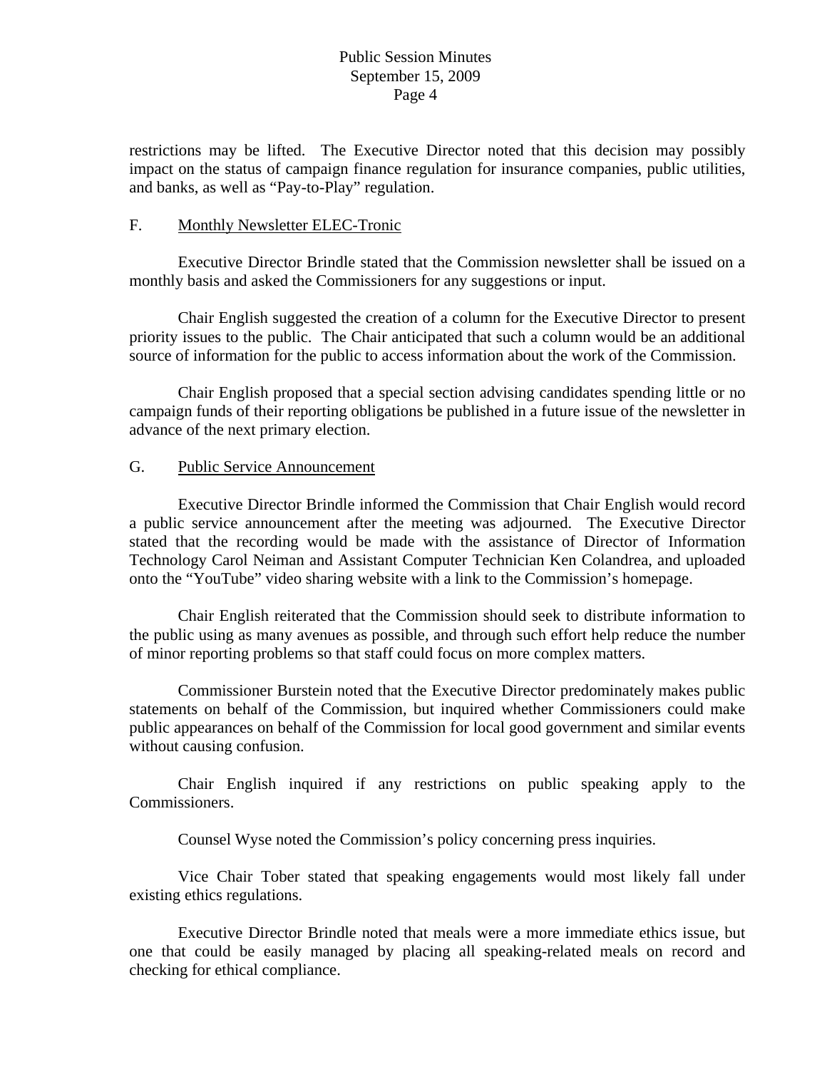restrictions may be lifted. The Executive Director noted that this decision may possibly impact on the status of campaign finance regulation for insurance companies, public utilities, and banks, as well as "Pay-to-Play" regulation.

F. <u>Monthly Newsletter ELEC-Tronic</u>

Executive Director Brindle stated that the Commission newsletter shall be issued on a monthly basis and asked the Commissioners for any suggestions or input.

Chair English suggested the creation of a column for the Executive Director to present priority issues to the public. The Chair anticipated that such a column would be an additional source of information for the public to access information about the work of the Commission.

Chair English proposed that a special section advising candidates spending little or no campaign funds of their reporting obligations be published in a future issue of the newsletter in advance of the next primary election.

G. <u>Public Service Announcement</u>

Executive Director Brindle informed the Commission that Chair English would record a public service announcement after the meeting was adjourned. The Executive Director stated that the recording would be made with the assistance of Director of Information Technology Carol Neiman and Assistant Computer Technician Ken Colandrea, and uploaded onto the "YouTube" video sharing website with a link to the Commission's homepage.

Chair English reiterated that the Commission should seek to distribute information to the public using as many avenues as possible, and through such effort help reduce the number of minor reporting problems so that staff could focus on more complex matters.

Commissioner Burstein noted that the Executive Director predominately makes public statements on behalf of the Commission, but inquired whether Commissioners could make public appearances on behalf of the Commission for local good government and similar events without causing confusion.

Chair English inquired if any restrictions on public speaking apply to the Commissioners.

Counsel Wyse noted the Commission's policy concerning press inquiries.

Vice Chair Tober stated that speaking engagements would most likely fall under existing ethics regulations.

Executive Director Brindle noted that meals were a more immediate ethics issue, but one that could be easily managed by placing all speaking-related meals on record and checking for ethical compliance.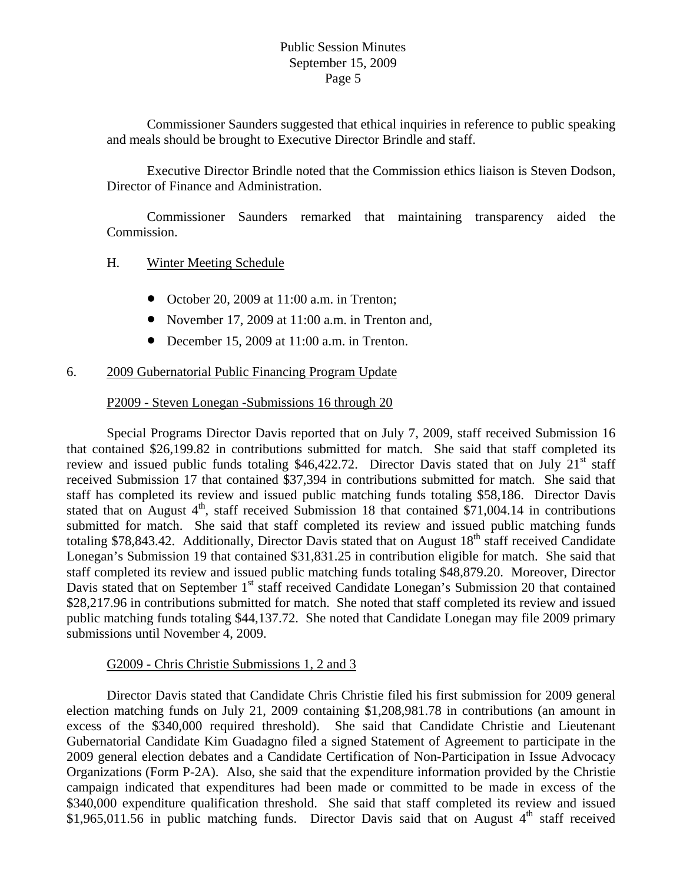Commissioner Saunders suggested that ethical inquiries in reference to public speaking and meals should be brought to Executive Director Brindle and staff.

Executive Director Brindle noted that the Commission ethics liaison is Steven Dodson, Director of Finance and Administration.

Commissioner Saunders remarked that maintaining transparency aided the Commission.

H. Winter Meeting Schedule

- October 20, 2009 at 11:00 a.m. in Trenton;
- November 17, 2009 at 11:00 a.m. in Trenton and,
- December 15, 2009 at 11:00 a.m. in Trenton.

6. 2009 Gubernatorial Public Financing Program Update

P2009 - Steven Lonegan -Submissions 16 through 20

Special Programs Director Davis reported that on July 7, 2009, staff received Submission 16 that contained $26,199.82 in contributions submitted for match. She said that staff completed its review and issued public funds totaling $46,422.72. Director Davis stated that on July 21st staff received Submission 17 that contained $37,394 in contributions submitted for match. She said that staff has completed its review and issued public matching funds totaling $58,186. Director Davis stated that on August 4th, staff received Submission 18 that contained $71,004.14 in contributions submitted for match. She said that staff completed its review and issued public matching funds totaling $78,843.42. Additionally, Director Davis stated that on August 18th staff received Candidate Lonegan's Submission 19 that contained $31,831.25 in contribution eligible for match. She said that staff completed its review and issued public matching funds totaling $48,879.20. Moreover, Director Davis stated that on September 1st staff received Candidate Lonegan's Submission 20 that contained $28,217.96 in contributions submitted for match. She noted that staff completed its review and issued public matching funds totaling $44,137.72. She noted that Candidate Lonegan may file 2009 primary submissions until November 4, 2009.

G2009 - Chris Christie Submissions 1, 2 and 3

Director Davis stated that Candidate Chris Christie filed his first submission for 2009 general election matching funds on July 21, 2009 containing $1,208,981.78 in contributions (an amount in excess of the $340,000 required threshold). She said that Candidate Christie and Lieutenant Gubernatorial Candidate Kim Guadagno filed a signed Statement of Agreement to participate in the 2009 general election debates and a Candidate Certification of Non-Participation in Issue Advocacy Organizations (Form P-2A). Also, she said that the expenditure information provided by the Christie campaign indicated that expenditures had been made or committed to be made in excess of the $340,000 expenditure qualification threshold. She said that staff completed its review and issued $1,965,011.56 in public matching funds. Director Davis said that on August 4th staff received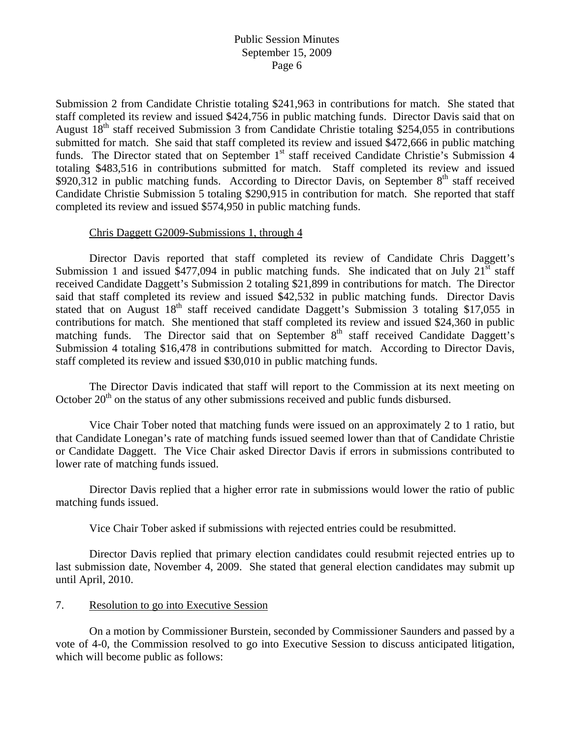Submission 2 from Candidate Christie totaling $241,963 in contributions for match. She stated that staff completed its review and issued $424,756 in public matching funds. Director Davis said that on August 18th staff received Submission 3 from Candidate Christie totaling $254,055 in contributions submitted for match. She said that staff completed its review and issued $472,666 in public matching funds. The Director stated that on September 1st staff received Candidate Christie's Submission 4 totaling $483,516 in contributions submitted for match. Staff completed its review and issued $920,312 in public matching funds. According to Director Davis, on September 8th staff received Candidate Christie Submission 5 totaling $290,915 in contribution for match. She reported that staff completed its review and issued $574,950 in public matching funds.

Chris Daggett G2009-Submissions 1, through 4

Director Davis reported that staff completed its review of Candidate Chris Daggett's Submission 1 and issued $477,094 in public matching funds. She indicated that on July 21st staff received Candidate Daggett's Submission 2 totaling $21,899 in contributions for match. The Director said that staff completed its review and issued $42,532 in public matching funds. Director Davis stated that on August 18th staff received candidate Daggett's Submission 3 totaling $17,055 in contributions for match. She mentioned that staff completed its review and issued $24,360 in public matching funds. The Director said that on September 8th staff received Candidate Daggett's Submission 4 totaling $16,478 in contributions submitted for match. According to Director Davis, staff completed its review and issued $30,010 in public matching funds.

The Director Davis indicated that staff will report to the Commission at its next meeting on October 20th on the status of any other submissions received and public funds disbursed.

Vice Chair Tober noted that matching funds were issued on an approximately 2 to 1 ratio, but that Candidate Lonegan's rate of matching funds issued seemed lower than that of Candidate Christie or Candidate Daggett. The Vice Chair asked Director Davis if errors in submissions contributed to lower rate of matching funds issued.

Director Davis replied that a higher error rate in submissions would lower the ratio of public matching funds issued.

Vice Chair Tober asked if submissions with rejected entries could be resubmitted.

Director Davis replied that primary election candidates could resubmit rejected entries up to last submission date, November 4, 2009. She stated that general election candidates may submit up until April, 2010.

7. Resolution to go into Executive Session

On a motion by Commissioner Burstein, seconded by Commissioner Saunders and passed by a vote of 4-0, the Commission resolved to go into Executive Session to discuss anticipated litigation, which will become public as follows: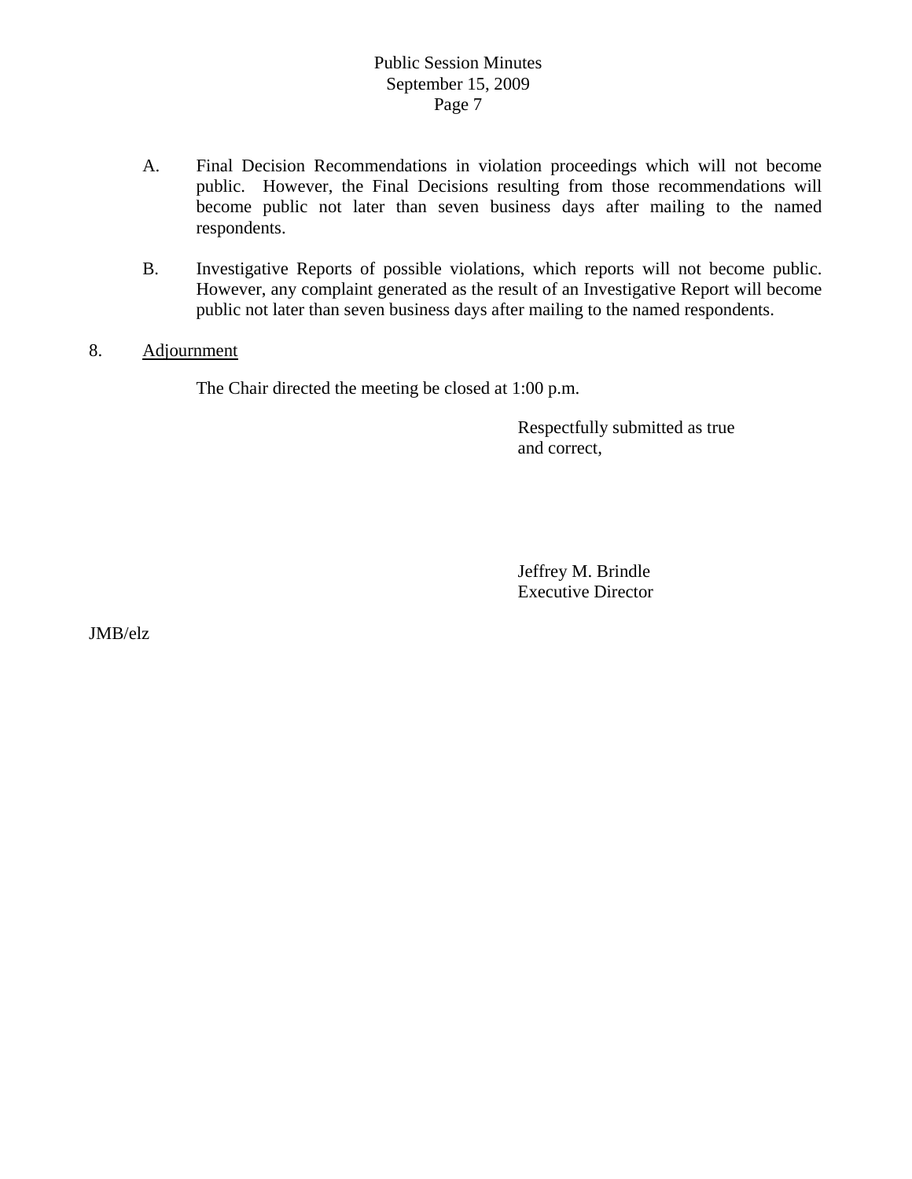A. Final Decision Recommendations in violation proceedings which will not become public. However, the Final Decisions resulting from those recommendations will become public not later than seven business days after mailing to the named respondents.

B. Investigative Reports of possible violations, which reports will not become public. However, any complaint generated as the result of an Investigative Report will become public not later than seven business days after mailing to the named respondents.

8. Adjournment

The Chair directed the meeting be closed at 1:00 p.m.

Respectfully submitted as true and correct,

Jeffrey M. Brindle
Executive Director

JMB/elz